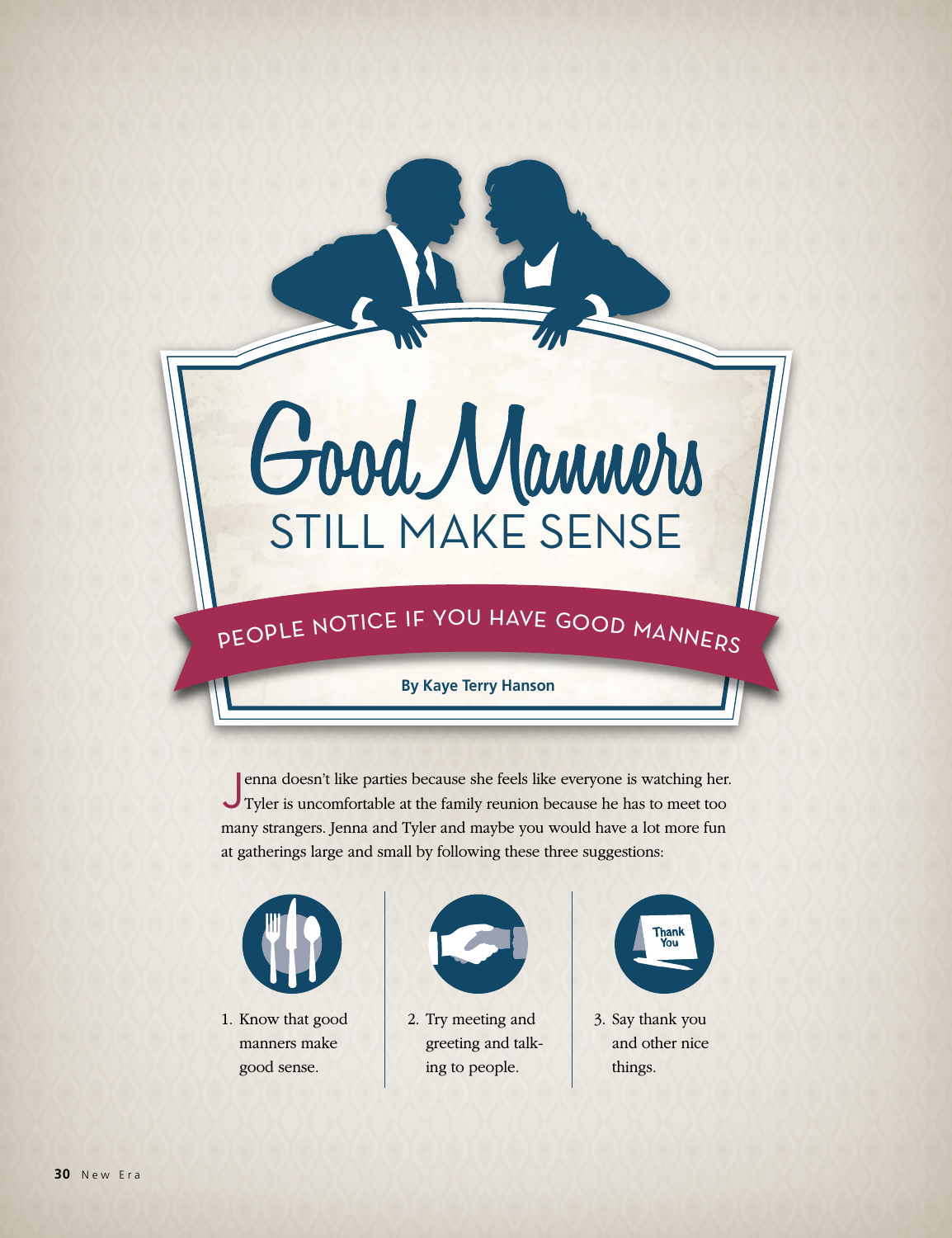# Good Manners STILL MAKE SENSE

## PEOPLE NOTICE IF YOU HAVE GOOD MANNERS

**By Kaye Terry Hanson**

Jenna doesn't like parties because she feels like everyone is watching her. Tyler is uncomfortable at the family reunion because he has to meet too many strangers. Jenna and Tyler and maybe you would have a lot more fun at gatherings large and small by following these three suggestions:

1. Know that good manners make good sense.
2. Try meeting and greeting and talking to people.
3. Say thank you and other nice things.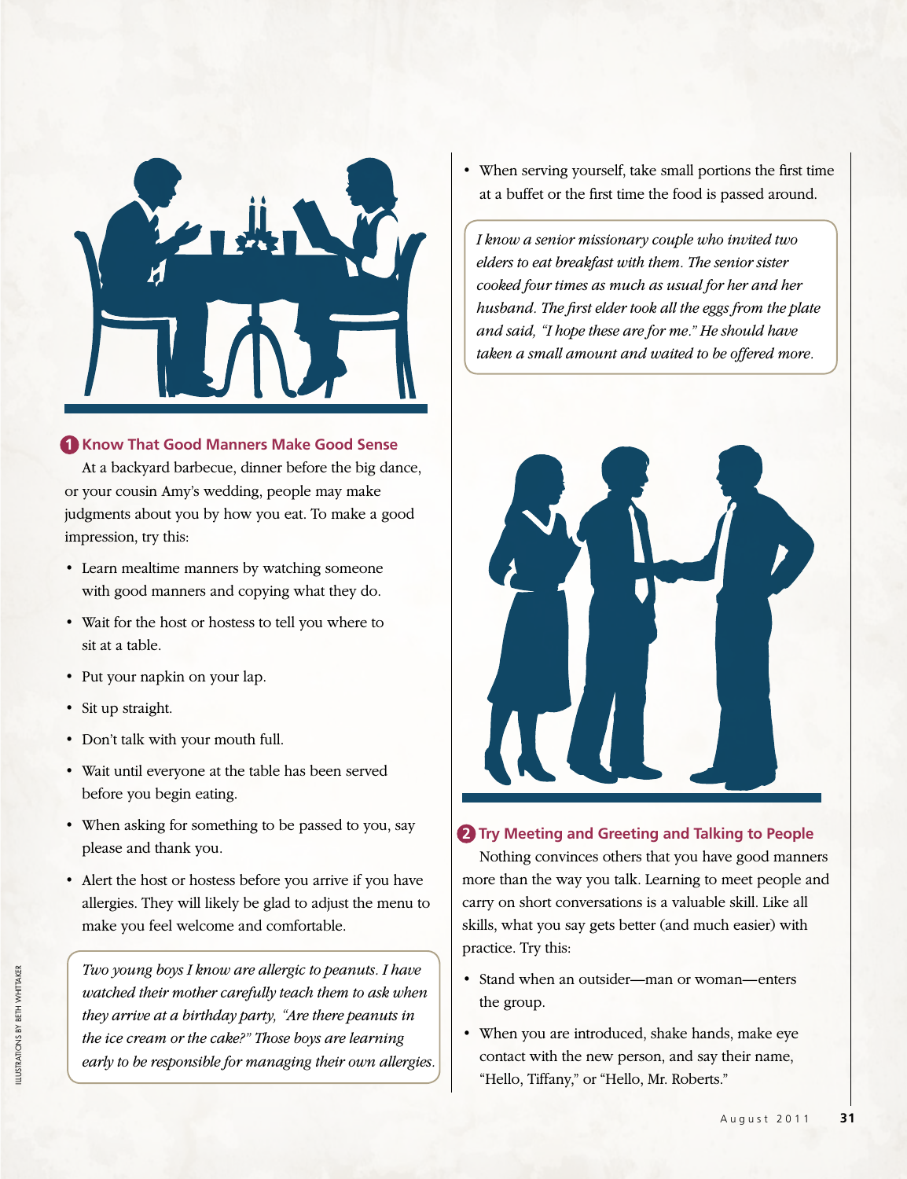## 1 Know That Good Manners Make Good Sense

At a backyard barbecue, dinner before the big dance, or your cousin Amy's wedding, people may make judgments about you by how you eat. To make a good impression, try this:

- Learn mealtime manners by watching someone with good manners and copying what they do.
- Wait for the host or hostess to tell you where to sit at a table.
- Put your napkin on your lap.
- Sit up straight.
- Don't talk with your mouth full.
- Wait until everyone at the table has been served before you begin eating.
- When asking for something to be passed to you, say please and thank you.
- Alert the host or hostess before you arrive if you have allergies. They will likely be glad to adjust the menu to make you feel welcome and comfortable.

*Two young boys I know are allergic to peanuts. I have watched their mother carefully teach them to ask when they arrive at a birthday party, "Are there peanuts in the ice cream or the cake?" Those boys are learning early to be responsible for managing their own allergies.*

- When serving yourself, take small portions the first time at a buffet or the first time the food is passed around.

*I know a senior missionary couple who invited two elders to eat breakfast with them. The senior sister cooked four times as much as usual for her and her husband. The first elder took all the eggs from the plate and said, "I hope these are for me." He should have taken a small amount and waited to be offered more.*

## 2 Try Meeting and Greeting and Talking to People

Nothing convinces others that you have good manners more than the way you talk. Learning to meet people and carry on short conversations is a valuable skill. Like all skills, what you say gets better (and much easier) with practice. Try this:

- Stand when an outsider—man or woman—enters the group.
- When you are introduced, shake hands, make eye contact with the new person, and say their name, "Hello, Tiffany," or "Hello, Mr. Roberts."

ILLUSTRATIONS BY BETH WHITTAKER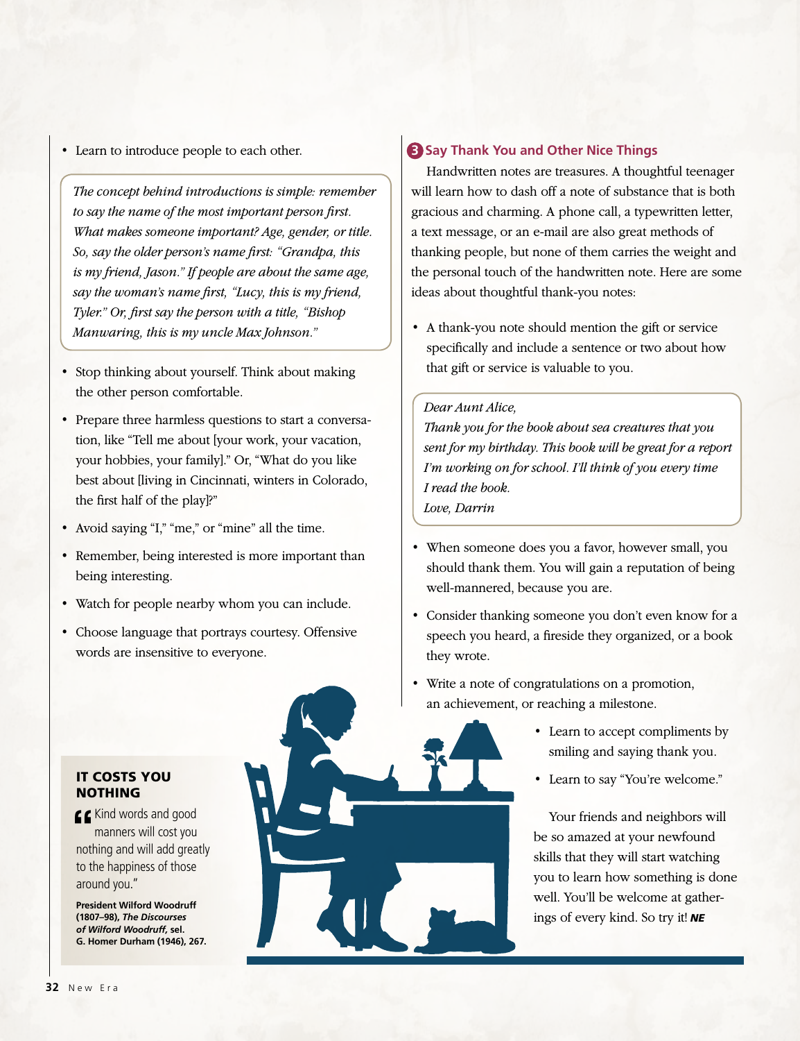- Learn to introduce people to each other.

*The concept behind introductions is simple: remember to say the name of the most important person first. What makes someone important? Age, gender, or title. So, say the older person's name first: "Grandpa, this is my friend, Jason." If people are about the same age, say the woman's name first, "Lucy, this is my friend, Tyler." Or, first say the person with a title, "Bishop Manwaring, this is my uncle Max Johnson."*

- Stop thinking about yourself. Think about making the other person comfortable.
- Prepare three harmless questions to start a conversation, like "Tell me about [your work, your vacation, your hobbies, your family]." Or, "What do you like best about [living in Cincinnati, winters in Colorado, the first half of the play]?"
- Avoid saying "I," "me," or "mine" all the time.
- Remember, being interested is more important than being interesting.
- Watch for people nearby whom you can include.
- Choose language that portrays courtesy. Offensive words are insensitive to everyone.

## 3 Say Thank You and Other Nice Things

Handwritten notes are treasures. A thoughtful teenager will learn how to dash off a note of substance that is both gracious and charming. A phone call, a typewritten letter, a text message, or an e-mail are also great methods of thanking people, but none of them carries the weight and the personal touch of the handwritten note. Here are some ideas about thoughtful thank-you notes:

- A thank-you note should mention the gift or service specifically and include a sentence or two about how that gift or service is valuable to you.

*Dear Aunt Alice,*
*Thank you for the book about sea creatures that you sent for my birthday. This book will be great for a report I'm working on for school. I'll think of you every time I read the book.*
*Love, Darrin*

- When someone does you a favor, however small, you should thank them. You will gain a reputation of being well-mannered, because you are.
- Consider thanking someone you don't even know for a speech you heard, a fireside they organized, or a book they wrote.
- Write a note of congratulations on a promotion, an achievement, or reaching a milestone.
- Learn to accept compliments by smiling and saying thank you.
- Learn to say "You're welcome."

Your friends and neighbors will be so amazed at your newfound skills that they will start watching you to learn how something is done well. You'll be welcome at gatherings of every kind. So try it! ***NE***

### IT COSTS YOU NOTHING

"Kind words and good manners will cost you nothing and will add greatly to the happiness of those around you."

**President Wilford Woodruff (1807–98), *The Discourses of Wilford Woodruff*, sel. G. Homer Durham (1946), 267.**